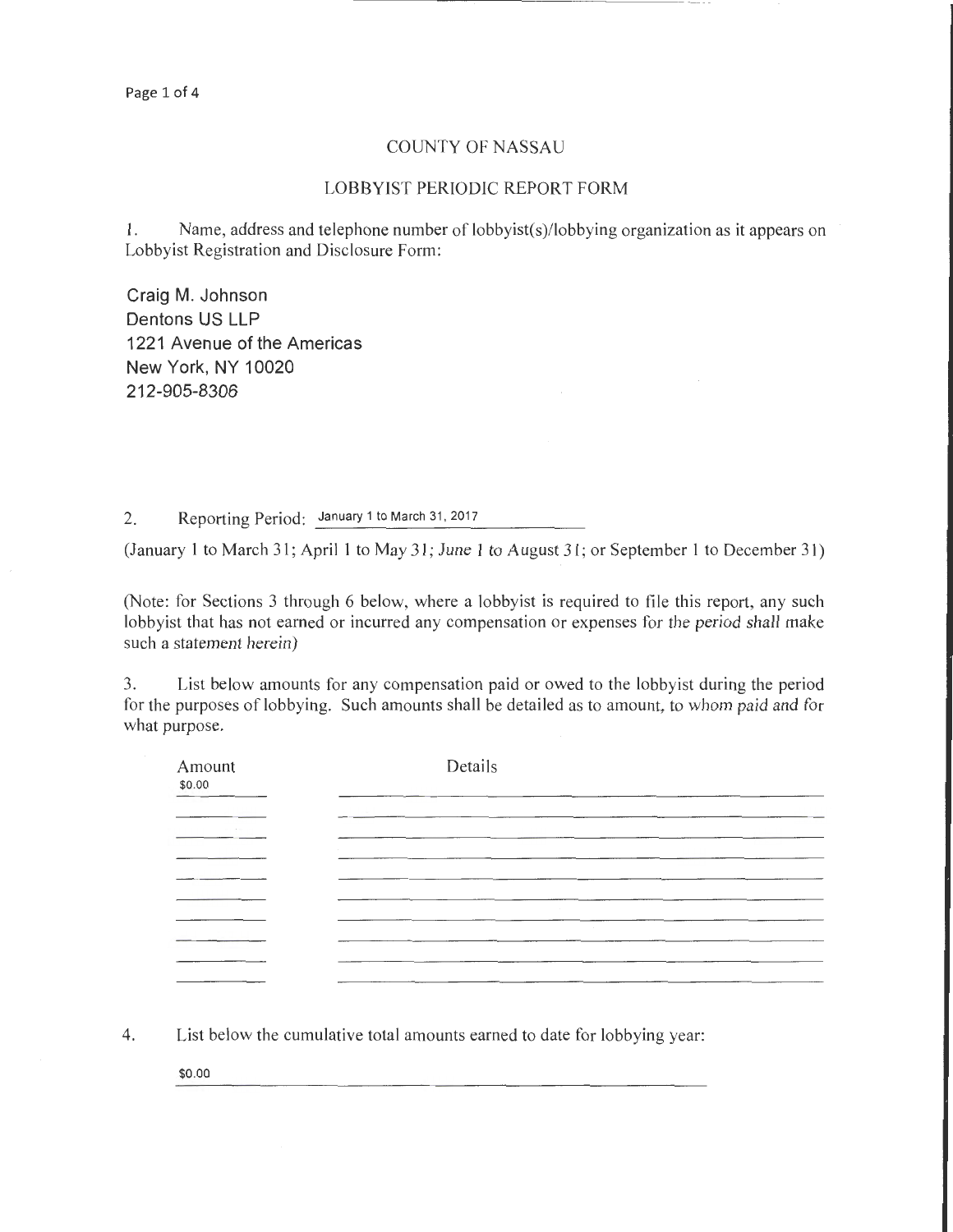# COUNTY OF NASSAU

## LOBBYIST PERIODIC REPORT FORM

1. Name, address and telephone number of lobbyist(s)/lobbying organization as it appears on Lobbyist Registration and Disclosure Form:

Craig M. Johnson
Dentons US LLP
1221 Avenue of the Americas
New York, NY 10020
212-905-8306

2. Reporting Period: January 1 to March 31, 2017

(January 1 to March 31; April 1 to May 31; June 1 to August 31; or September 1 to December 31)

(Note: for Sections 3 through 6 below, where a lobbyist is required to file this report, any such lobbyist that has not earned or incurred any compensation or expenses for the period shall make such a statement herein)

3. List below amounts for any compensation paid or owed to the lobbyist during the period for the purposes of lobbying. Such amounts shall be detailed as to amount, to whom paid and for what purpose.

| Amount | Details |
|---|---|
| $0.00 | |

4. List below the cumulative total amounts earned to date for lobbying year:

$0.00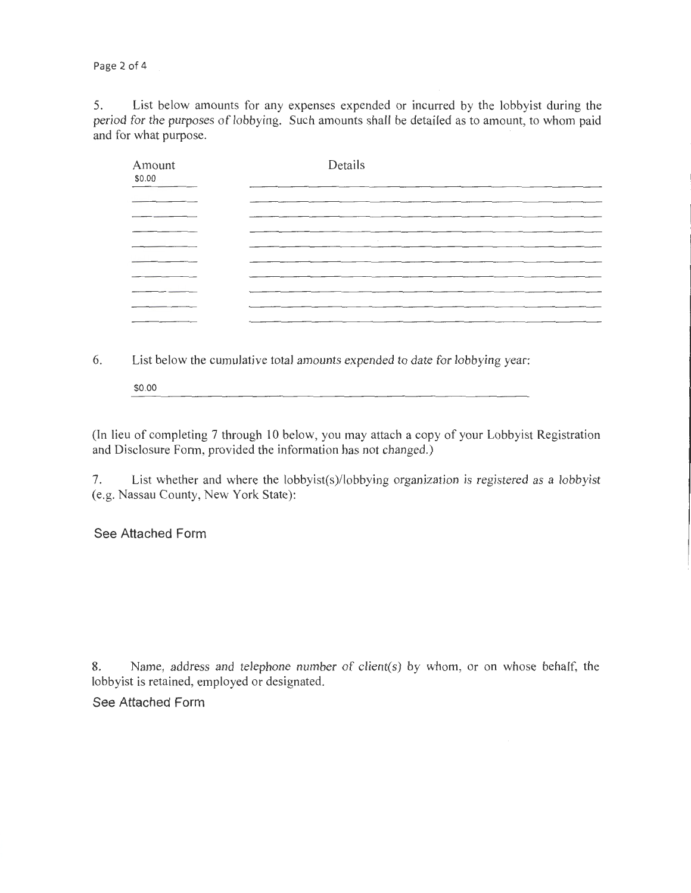5. List below amounts for any expenses expended or incurred by the lobbyist during the period for the purposes of lobbying. Such amounts shall be detailed as to amount, to whom paid and for what purpose.

| Amount | Details |
|---|---|
| $0.00 | |
| | |
| | |
| | |
| | |
| | |
| | |
| | |
| | |
| | |

6. List below the cumulative total amounts expended to date for lobbying year:

$0.00

(In lieu of completing 7 through 10 below, you may attach a copy of your Lobbyist Registration and Disclosure Form, provided the information has not changed.)

7. List whether and where the lobbyist(s)/lobbying organization is registered as a lobbyist (e.g. Nassau County, New York State):

See Attached Form

8. Name, address and telephone number of client(s) by whom, or on whose behalf, the lobbyist is retained, employed or designated.

See Attached Form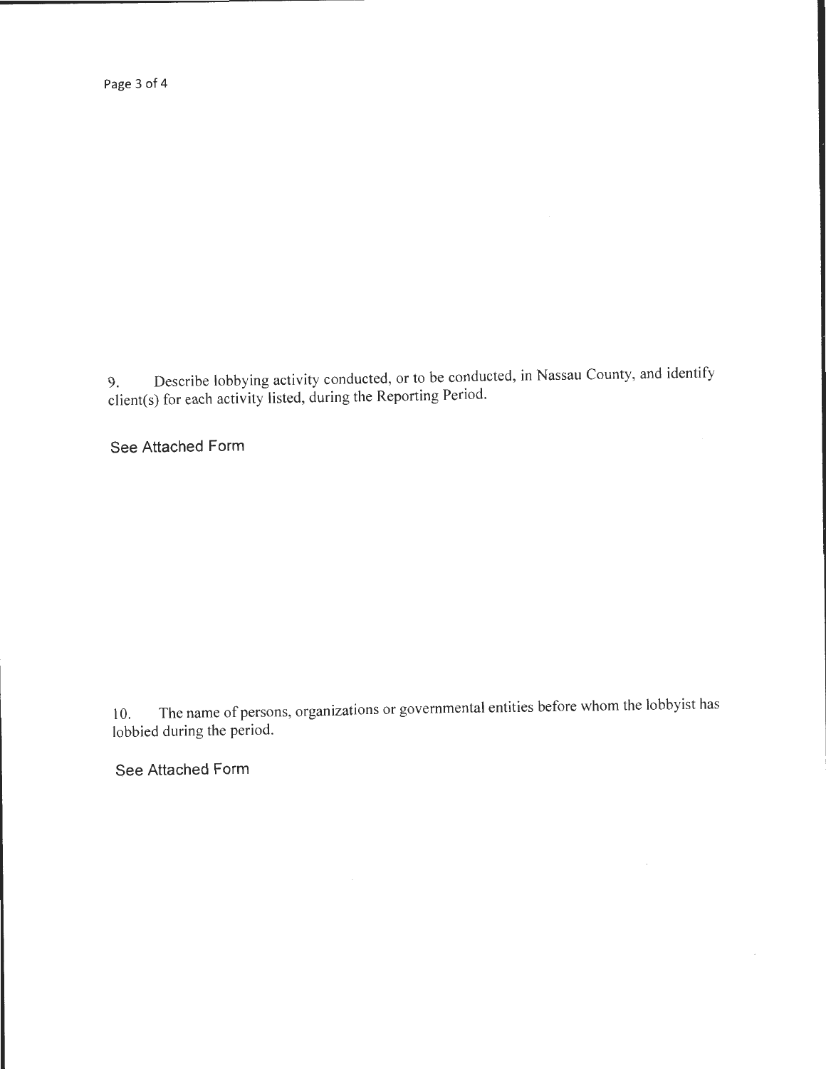9. Describe lobbying activity conducted, or to be conducted, in Nassau County, and identify client(s) for each activity listed, during the Reporting Period.

See Attached Form

10. The name of persons, organizations or governmental entities before whom the lobbyist has lobbied during the period.

See Attached Form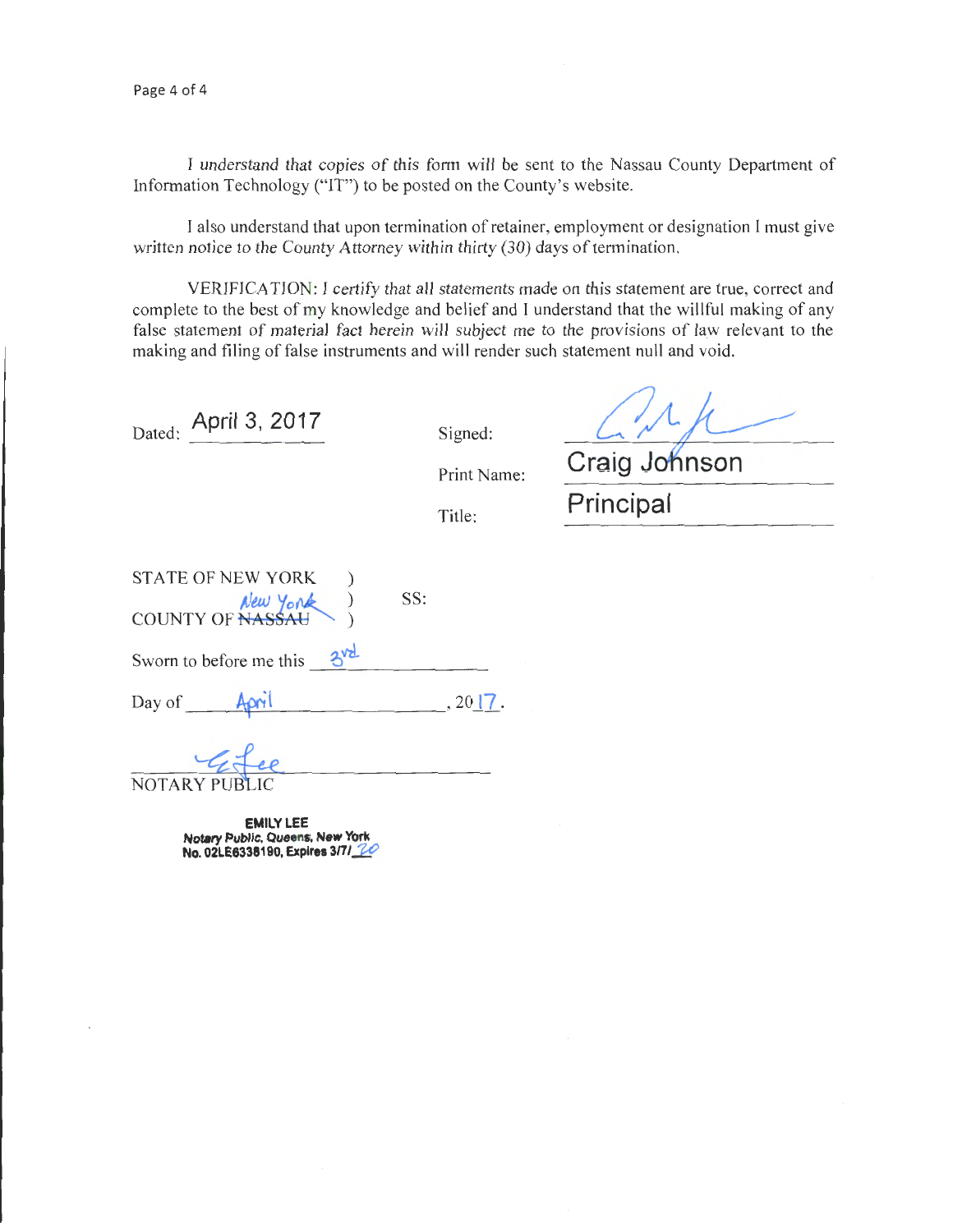I understand that copies of this form will be sent to the Nassau County Department of Information Technology ("IT") to be posted on the County's website.

I also understand that upon termination of retainer, employment or designation I must give written notice to the County Attorney within thirty (30) days of termination.

VERIFICATION: I certify that all statements made on this statement are true, correct and complete to the best of my knowledge and belief and I understand that the willful making of any false statement of material fact herein will subject me to the provisions of law relevant to the making and filing of false instruments and will render such statement null and void.

Dated: April 3, 2017

Signed: [signature]

Print Name: Craig Johnson

Title: Principal

STATE OF NEW YORK )
) SS:
COUNTY OF ~~NASSAU~~ New York )

Sworn to before me this 3rd

Day of April, 2017.

[signature]
NOTARY PUBLIC

**EMILY LEE**
**Notary Public, Queens, New York**
**No. 02LE6338190, Expires 3/7/20**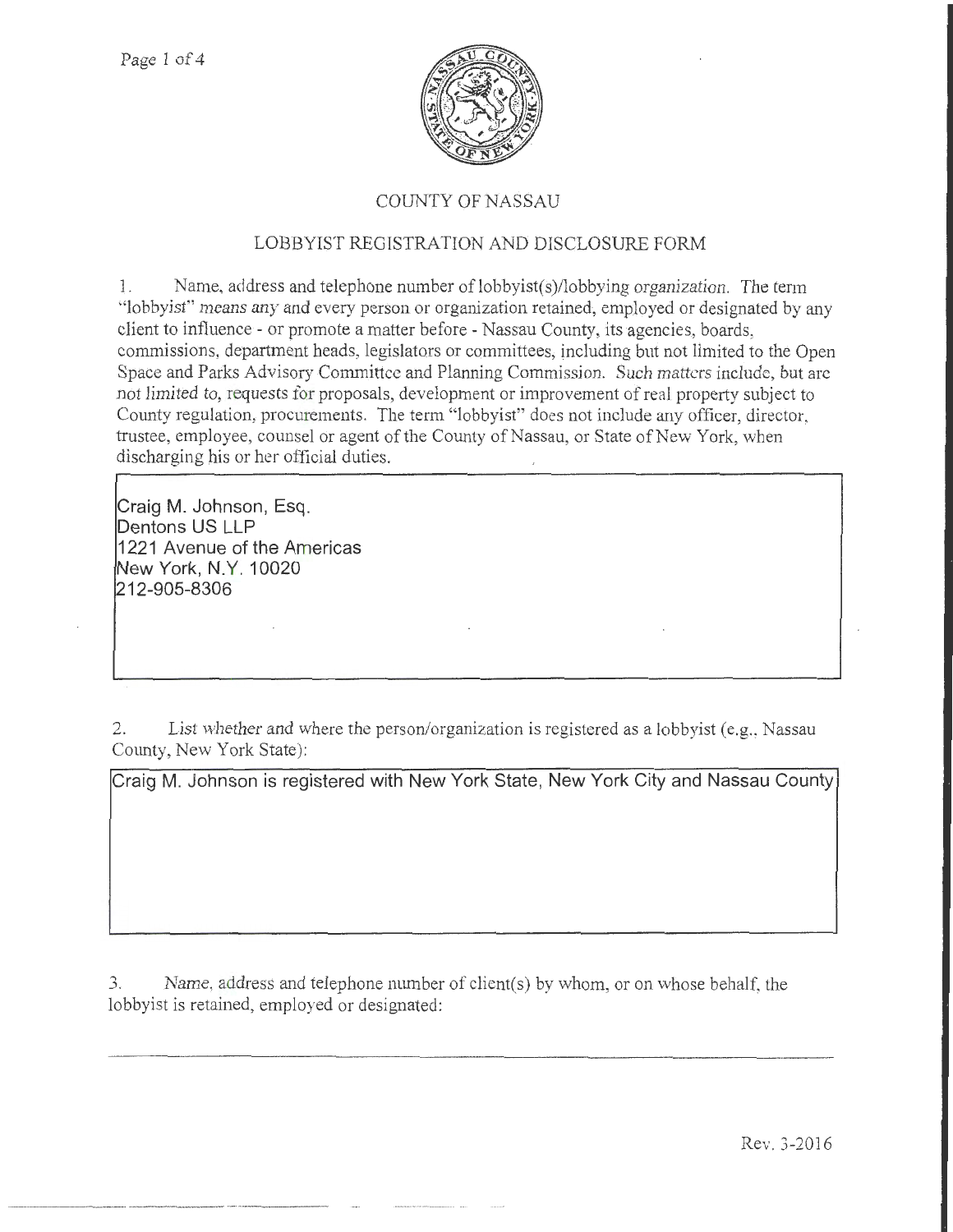# COUNTY OF NASSAU

## LOBBYIST REGISTRATION AND DISCLOSURE FORM

1. Name, address and telephone number of lobbyist(s)/lobbying organization. The term "lobbyist" means any and every person or organization retained, employed or designated by any client to influence - or promote a matter before - Nassau County, its agencies, boards, commissions, department heads, legislators or committees, including but not limited to the Open Space and Parks Advisory Committee and Planning Commission. Such matters include, but are not limited to, requests for proposals, development or improvement of real property subject to County regulation, procurements. The term "lobbyist" does not include any officer, director, trustee, employee, counsel or agent of the County of Nassau, or State of New York, when discharging his or her official duties.

Craig M. Johnson, Esq.
Dentons US LLP
1221 Avenue of the Americas
New York, N.Y. 10020
212-905-8306

2. List whether and where the person/organization is registered as a lobbyist (e.g., Nassau County, New York State):

Craig M. Johnson is registered with New York State, New York City and Nassau County

3. Name, address and telephone number of client(s) by whom, or on whose behalf, the lobbyist is retained, employed or designated:

Rev. 3-2016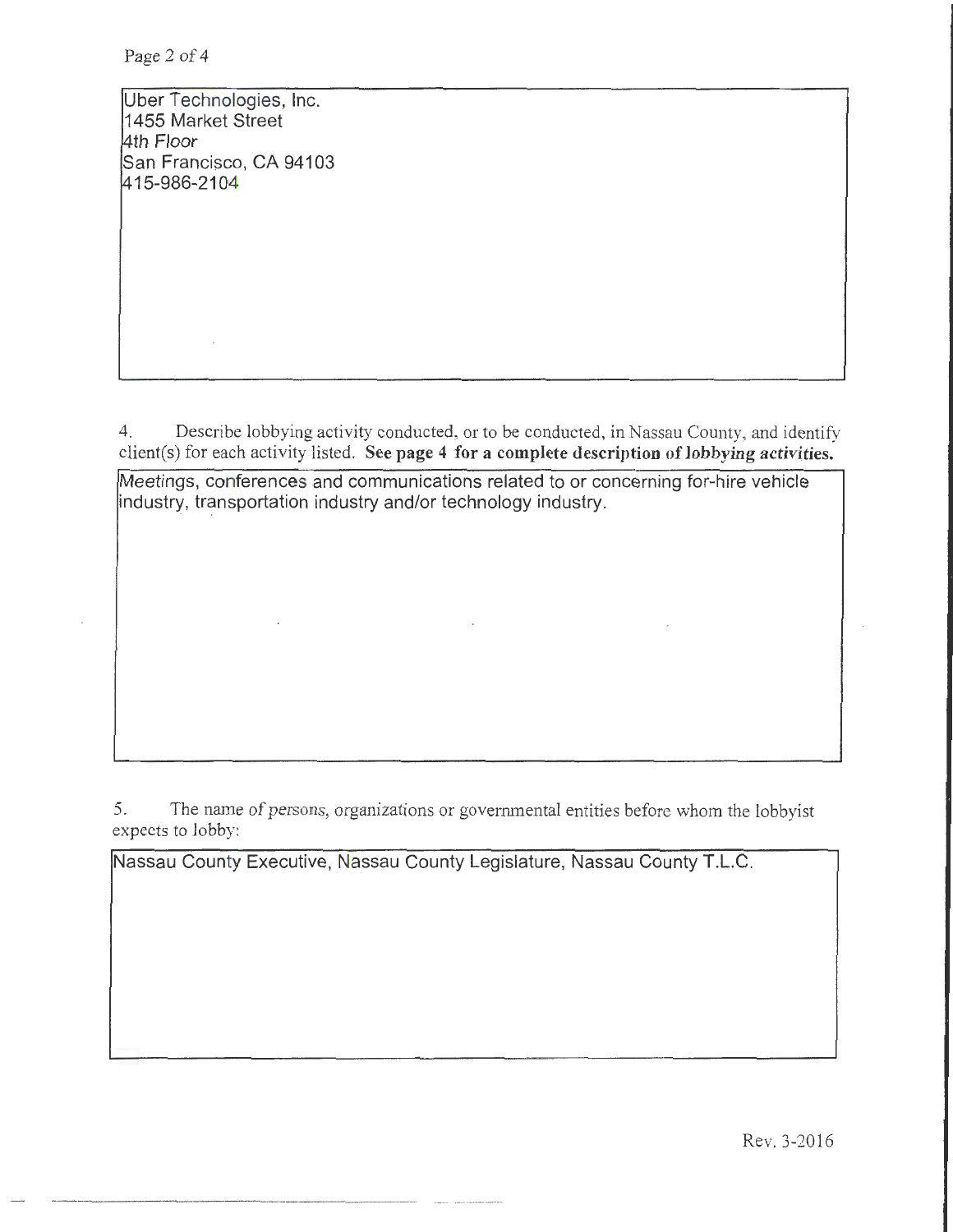Uber Technologies, Inc.
1455 Market Street
4th Floor
San Francisco, CA 94103
415-986-2104

4. Describe lobbying activity conducted, or to be conducted, in Nassau County, and identify client(s) for each activity listed. **See page 4 for a complete description of lobbying activities.**

Meetings, conferences and communications related to or concerning for-hire vehicle industry, transportation industry and/or technology industry.

5. The name of persons, organizations or governmental entities before whom the lobbyist expects to lobby:

Nassau County Executive, Nassau County Legislature, Nassau County T.L.C.

Rev. 3-2016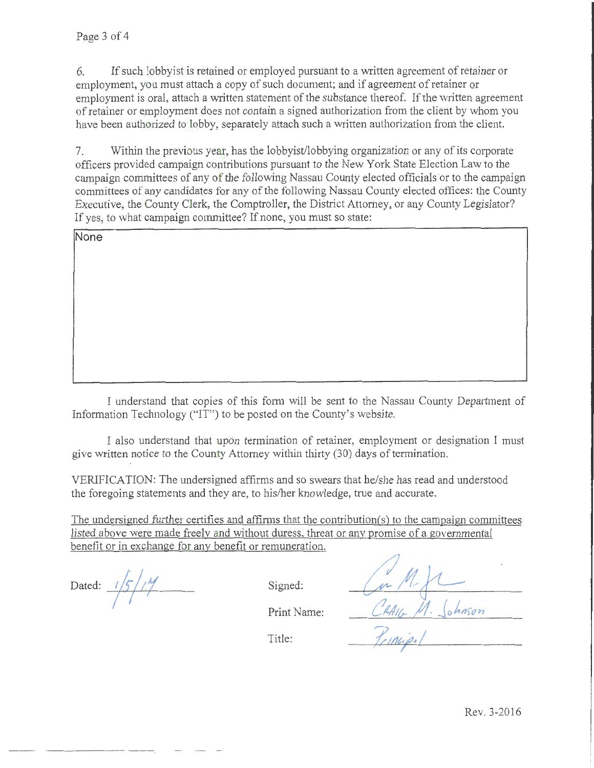6. If such lobbyist is retained or employed pursuant to a written agreement of retainer or employment, you must attach a copy of such document; and if agreement of retainer or employment is oral, attach a written statement of the substance thereof. If the written agreement of retainer or employment does not contain a signed authorization from the client by whom you have been authorized to lobby, separately attach such a written authorization from the client.

7. Within the previous year, has the lobbyist/lobbying organization or any of its corporate officers provided campaign contributions pursuant to the New York State Election Law to the campaign committees of any of the following Nassau County elected officials or to the campaign committees of any candidates for any of the following Nassau County elected offices: the County Executive, the County Clerk, the Comptroller, the District Attorney, or any County Legislator? If yes, to what campaign committee? If none, you must so state:

| None |
|---|

I understand that copies of this form will be sent to the Nassau County Department of Information Technology ("IT") to be posted on the County's website.

I also understand that upon termination of retainer, employment or designation I must give written notice to the County Attorney within thirty (30) days of termination.

VERIFICATION: The undersigned affirms and so swears that he/she has read and understood the foregoing statements and they are, to his/her knowledge, true and accurate.

The undersigned further certifies and affirms that the contribution(s) to the campaign committees listed above were made freely and without duress, threat or any promise of a governmental benefit or in exchange for any benefit or remuneration.

Dated: 1/5/17

Signed: [signature]

Print Name: Craig M. Johnson

Title: Principal

Rev. 3-2016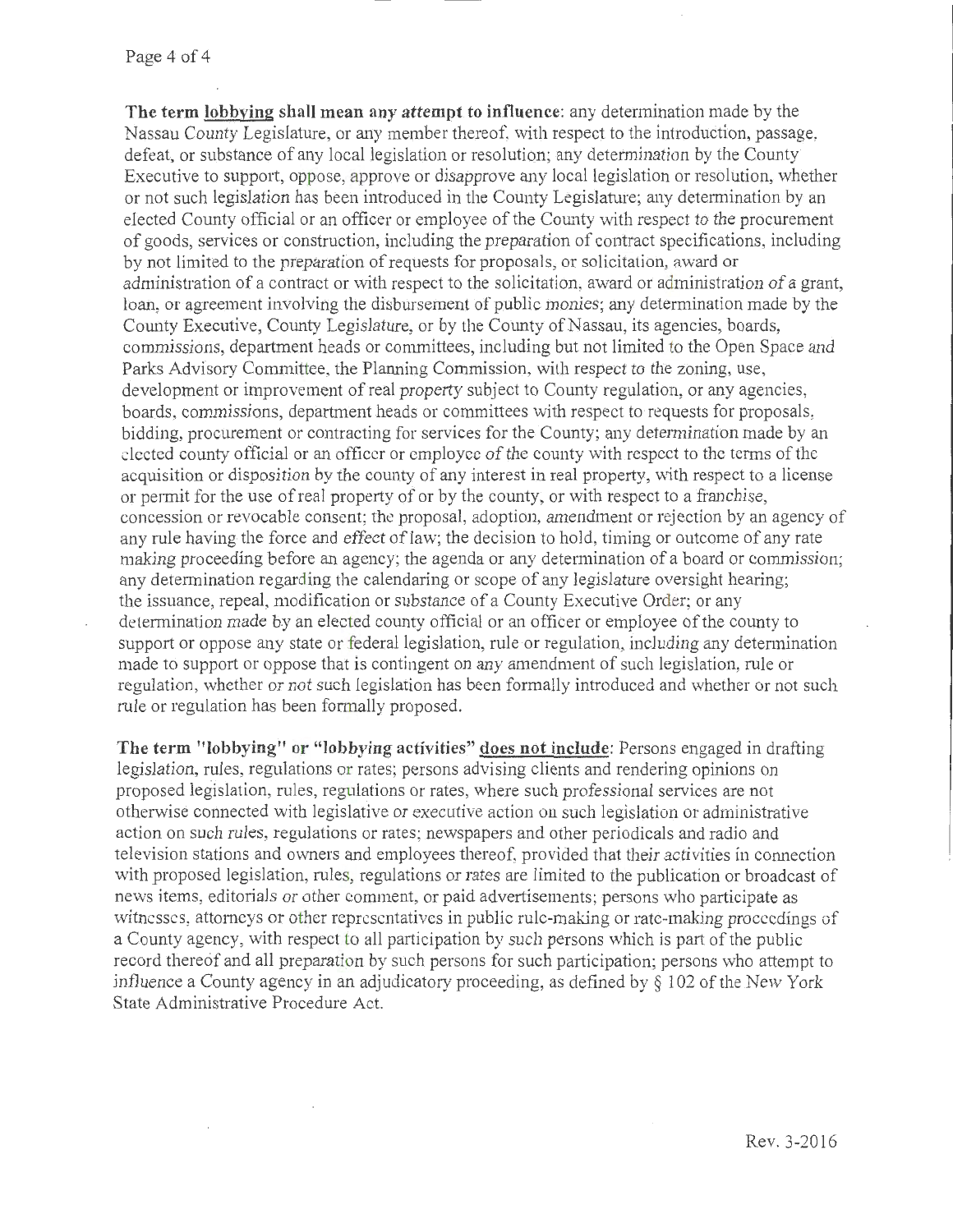**The term <u>lobbying</u> shall mean any attempt to influence**: any determination made by the Nassau County Legislature, or any member thereof, with respect to the introduction, passage, defeat, or substance of any local legislation or resolution; any determination by the County Executive to support, oppose, approve or disapprove any local legislation or resolution, whether or not such legislation has been introduced in the County Legislature; any determination by an elected County official or an officer or employee of the County with respect to the procurement of goods, services or construction, including the preparation of contract specifications, including by not limited to the preparation of requests for proposals, or solicitation, award or administration of a contract or with respect to the solicitation, award or administration of a grant, loan, or agreement involving the disbursement of public monies; any determination made by the County Executive, County Legislature, or by the County of Nassau, its agencies, boards, commissions, department heads or committees, including but not limited to the Open Space and Parks Advisory Committee, the Planning Commission, with respect to the zoning, use, development or improvement of real property subject to County regulation, or any agencies, boards, commissions, department heads or committees with respect to requests for proposals, bidding, procurement or contracting for services for the County; any determination made by an elected county official or an officer or employee of the county with respect to the terms of the acquisition or disposition by the county of any interest in real property, with respect to a license or permit for the use of real property of or by the county, or with respect to a franchise, concession or revocable consent; the proposal, adoption, amendment or rejection by an agency of any rule having the force and effect of law; the decision to hold, timing or outcome of any rate making proceeding before an agency; the agenda or any determination of a board or commission; any determination regarding the calendaring or scope of any legislature oversight hearing; the issuance, repeal, modification or substance of a County Executive Order; or any determination made by an elected county official or an officer or employee of the county to support or oppose any state or federal legislation, rule or regulation, including any determination made to support or oppose that is contingent on any amendment of such legislation, rule or regulation, whether or not such legislation has been formally introduced and whether or not such rule or regulation has been formally proposed.

**The term "lobbying" or "lobbying activities" <u>does not include</u>**: Persons engaged in drafting legislation, rules, regulations or rates; persons advising clients and rendering opinions on proposed legislation, rules, regulations or rates, where such professional services are not otherwise connected with legislative or executive action on such legislation or administrative action on such rules, regulations or rates; newspapers and other periodicals and radio and television stations and owners and employees thereof, provided that their activities in connection with proposed legislation, rules, regulations or rates are limited to the publication or broadcast of news items, editorials or other comment, or paid advertisements; persons who participate as witnesses, attorneys or other representatives in public rule-making or rate-making proceedings of a County agency, with respect to all participation by such persons which is part of the public record thereof and all preparation by such persons for such participation; persons who attempt to influence a County agency in an adjudicatory proceeding, as defined by § 102 of the New York State Administrative Procedure Act.

Rev. 3-2016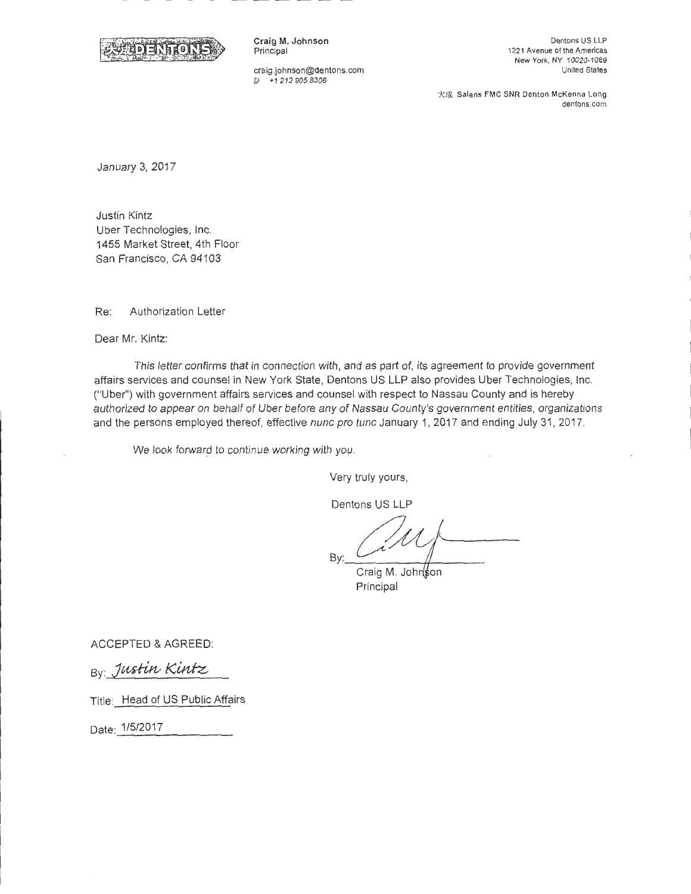DENTONS

**Craig M. Johnson**
Principal

craig.johnson@dentons.com
D +1 212 905 8306

Dentons US LLP
1221 Avenue of the Americas
New York, NY 10020-1089
United States

大成 Salans FMC SNR Denton McKenna Long
dentons.com

January 3, 2017

Justin Kintz
Uber Technologies, Inc.
1455 Market Street, 4th Floor
San Francisco, CA 94103

Re: Authorization Letter

Dear Mr. Kintz:

This letter confirms that in connection with, and as part of, its agreement to provide government affairs services and counsel in New York State, Dentons US LLP also provides Uber Technologies, Inc. ("Uber") with government affairs services and counsel with respect to Nassau County and is hereby authorized to appear on behalf of Uber before any of Nassau County's government entities, organizations and the persons employed thereof, effective *nunc pro tunc* January 1, 2017 and ending July 31, 2017.

We look forward to continue working with you.

Very truly yours,

Dentons US LLP

By: ______________________
Craig M. Johnson
Principal

ACCEPTED & AGREED:

By: Justin Kintz

Title: Head of US Public Affairs

Date: 1/5/2017